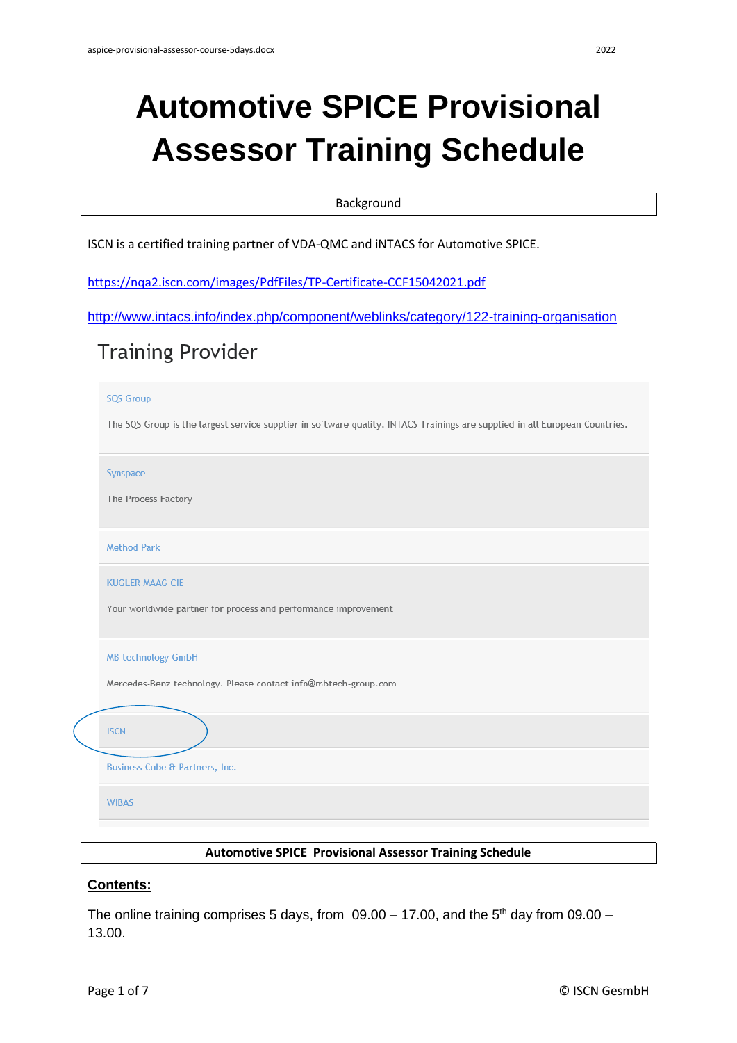# Automotive SPICE Provisional Assessor Training Schedule

**Background**

ISCN is a certified training partner of VDA-QMC and iNTACS for Automotive SPICE.

https://nqa2.iscn.com/images/PdfFiles/TP-Certificate-CCF15042021.pdf

http://www.intacs.info/index.php/component/weblinks/category/122-training-organisation

## Training Provider

SQS Group

The SQS Group is the largest service supplier in software quality. INTACS Trainings are supplied in all European Countries.

Synspace

The Process Factory

Method Park

KUGLER MAAG CIE

Your worldwide partner for process and performance improvement

MB-technology GmbH

Mercedes-Benz technology. Please contact info@mbtech-group.com

ISCN

Business Cube & Partners, Inc.

WIBAS

**Automotive SPICE Provisional Assessor Training Schedule**

**Contents:**

The online training comprises 5 days, from 09.00 – 17.00, and the 5th day from 09.00 – 13.00.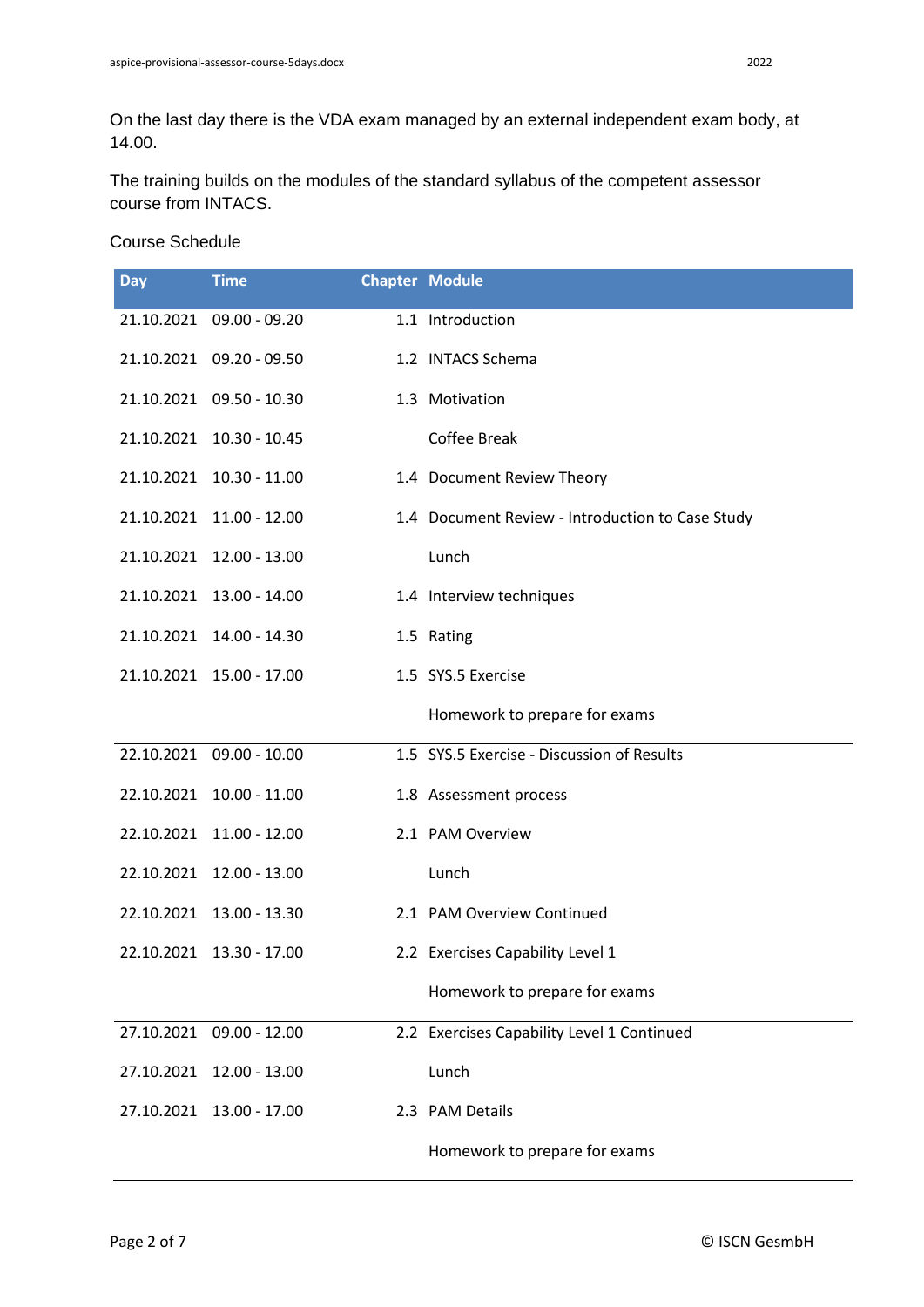On the last day there is the VDA exam managed by an external independent exam body, at 14.00.

The training builds on the modules of the standard syllabus of the competent assessor course from INTACS.

Course Schedule

| Day | Time | Chapter | Module |
|---|---|---|---|
| 21.10.2021 | 09.00 - 09.20 | 1.1 | Introduction |
| 21.10.2021 | 09.20 - 09.50 | 1.2 | INTACS Schema |
| 21.10.2021 | 09.50 - 10.30 | 1.3 | Motivation |
| 21.10.2021 | 10.30 - 10.45 | | Coffee Break |
| 21.10.2021 | 10.30 - 11.00 | 1.4 | Document Review Theory |
| 21.10.2021 | 11.00 - 12.00 | 1.4 | Document Review - Introduction to Case Study |
| 21.10.2021 | 12.00 - 13.00 | | Lunch |
| 21.10.2021 | 13.00 - 14.00 | 1.4 | Interview techniques |
| 21.10.2021 | 14.00 - 14.30 | 1.5 | Rating |
| 21.10.2021 | 15.00 - 17.00 | 1.5 | SYS.5 Exercise |
| | | | Homework to prepare for exams |
| 22.10.2021 | 09.00 - 10.00 | 1.5 | SYS.5 Exercise - Discussion of Results |
| 22.10.2021 | 10.00 - 11.00 | 1.8 | Assessment process |
| 22.10.2021 | 11.00 - 12.00 | 2.1 | PAM Overview |
| 22.10.2021 | 12.00 - 13.00 | | Lunch |
| 22.10.2021 | 13.00 - 13.30 | 2.1 | PAM Overview Continued |
| 22.10.2021 | 13.30 - 17.00 | 2.2 | Exercises Capability Level 1 |
| | | | Homework to prepare for exams |
| 27.10.2021 | 09.00 - 12.00 | 2.2 | Exercises Capability Level 1 Continued |
| 27.10.2021 | 12.00 - 13.00 | | Lunch |
| 27.10.2021 | 13.00 - 17.00 | 2.3 | PAM Details |
| | | | Homework to prepare for exams |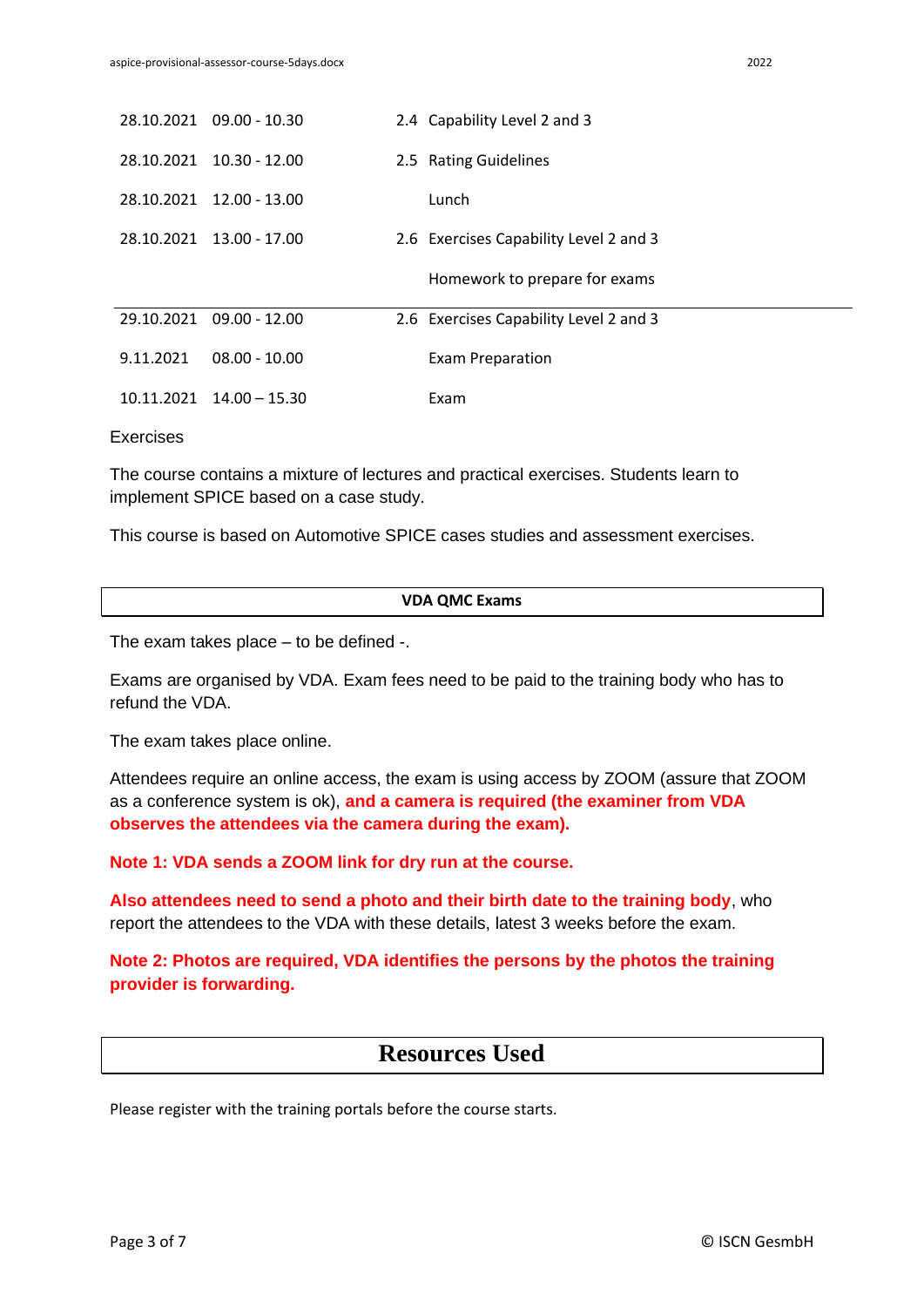| | | | |
|---|---|---|---|
| 28.10.2021 | 09.00 - 10.30 | 2.4 | Capability Level 2 and 3 |
| 28.10.2021 | 10.30 - 12.00 | 2.5 | Rating Guidelines |
| 28.10.2021 | 12.00 - 13.00 | | Lunch |
| 28.10.2021 | 13.00 - 17.00 | 2.6 | Exercises Capability Level 2 and 3 |
| | | | Homework to prepare for exams |
| 29.10.2021 | 09.00 - 12.00 | 2.6 | Exercises Capability Level 2 and 3 |
| 9.11.2021 | 08.00 - 10.00 | | Exam Preparation |
| 10.11.2021 | 14.00 – 15.30 | | Exam |

Exercises

The course contains a mixture of lectures and practical exercises. Students learn to implement SPICE based on a case study.

This course is based on Automotive SPICE cases studies and assessment exercises.

## VDA QMC Exams

The exam takes place – to be defined -.

Exams are organised by VDA. Exam fees need to be paid to the training body who has to refund the VDA.

The exam takes place online.

Attendees require an online access, the exam is using access by ZOOM (assure that ZOOM as a conference system is ok), **and a camera is required (the examiner from VDA observes the attendees via the camera during the exam).**

**Note 1: VDA sends a ZOOM link for dry run at the course.**

**Also attendees need to send a photo and their birth date to the training body**, who report the attendees to the VDA with these details, latest 3 weeks before the exam.

**Note 2: Photos are required, VDA identifies the persons by the photos the training provider is forwarding.**

## Resources Used

Please register with the training portals before the course starts.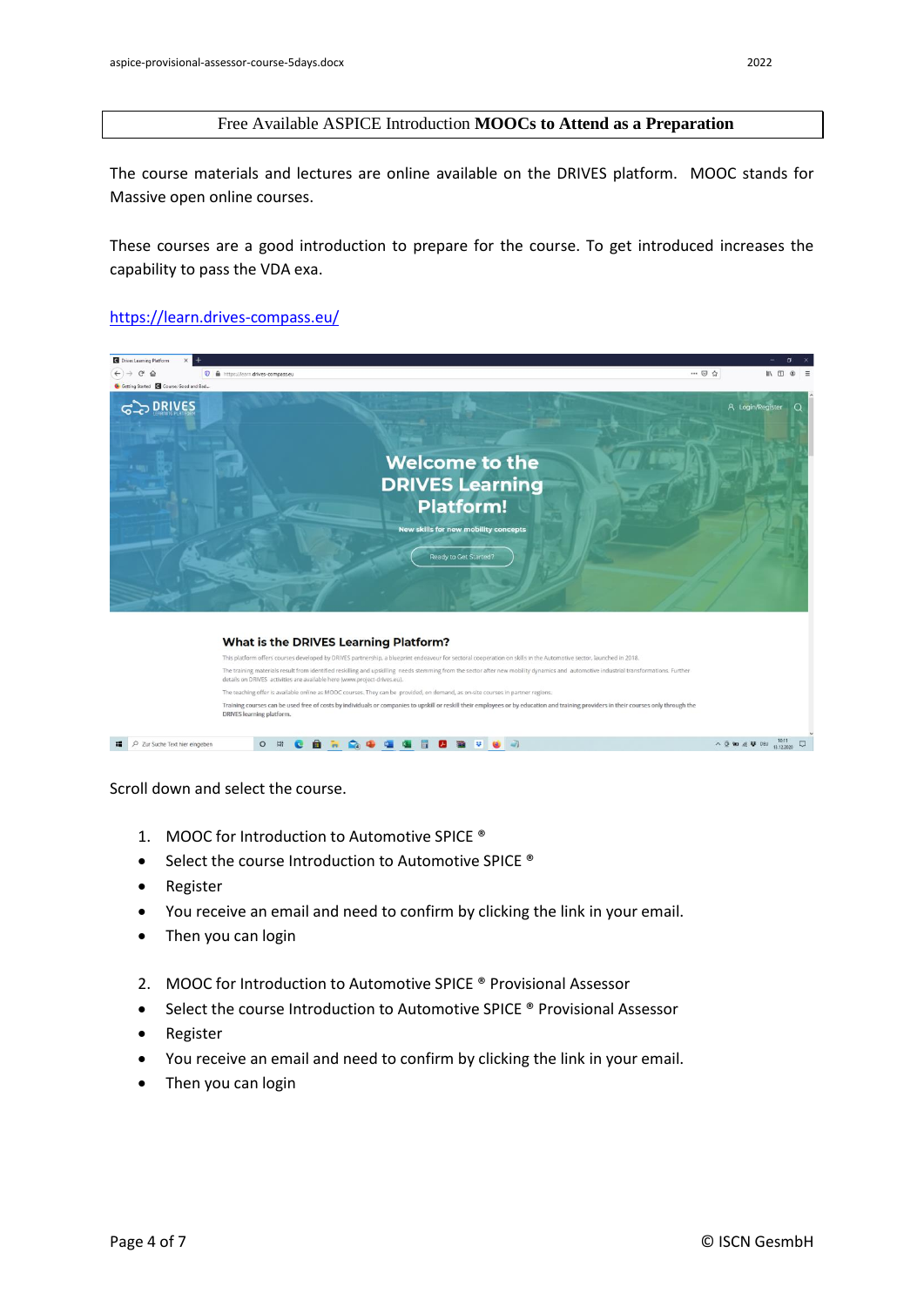## Free Available ASPICE Introduction **MOOCs to Attend as a Preparation**

The course materials and lectures are online available on the DRIVES platform. MOOC stands for Massive open online courses.

These courses are a good introduction to prepare for the course. To get introduced increases the capability to pass the VDA exa.

https://learn.drives-compass.eu/

Scroll down and select the course.

1. MOOC for Introduction to Automotive SPICE ®
   - Select the course Introduction to Automotive SPICE ®
   - Register
   - You receive an email and need to confirm by clicking the link in your email.
   - Then you can login

2. MOOC for Introduction to Automotive SPICE ® Provisional Assessor
   - Select the course Introduction to Automotive SPICE ® Provisional Assessor
   - Register
   - You receive an email and need to confirm by clicking the link in your email.
   - Then you can login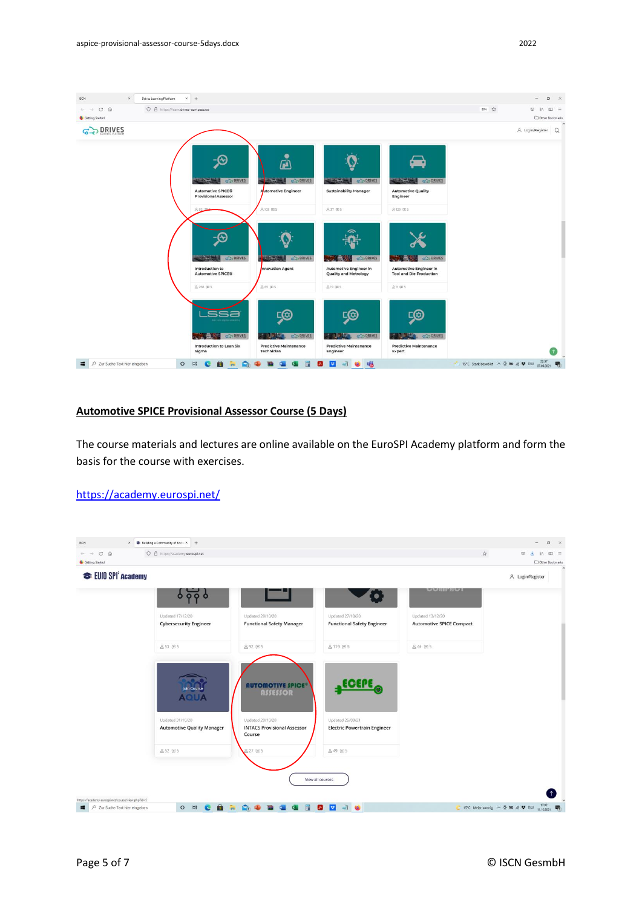## Automotive SPICE Provisional Assessor Course (5 Days)

The course materials and lectures are online available on the EuroSPI Academy platform and form the basis for the course with exercises.

https://academy.eurospi.net/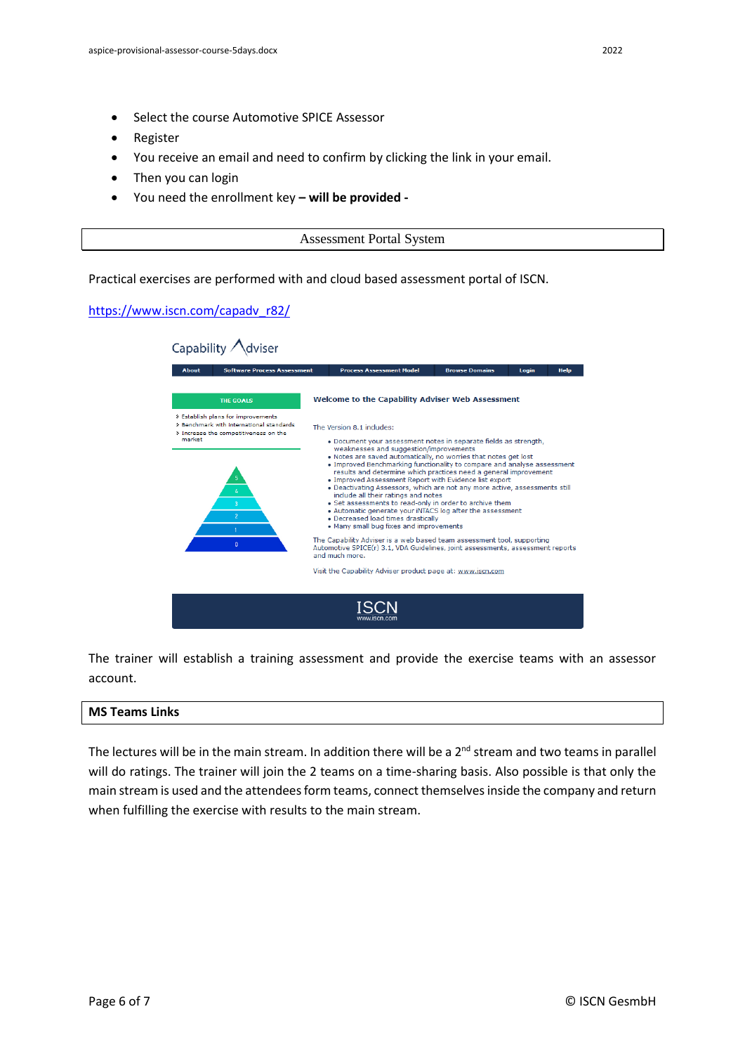- Select the course Automotive SPICE Assessor
- Register
- You receive an email and need to confirm by clicking the link in your email.
- Then you can login
- You need the enrollment key **– will be provided -**

## Assessment Portal System

Practical exercises are performed with and cloud based assessment portal of ISCN.

https://www.iscn.com/capadv_r82/

The trainer will establish a training assessment and provide the exercise teams with an assessor account.

## MS Teams Links

The lectures will be in the main stream. In addition there will be a 2nd stream and two teams in parallel will do ratings. The trainer will join the 2 teams on a time-sharing basis. Also possible is that only the main stream is used and the attendees form teams, connect themselves inside the company and return when fulfilling the exercise with results to the main stream.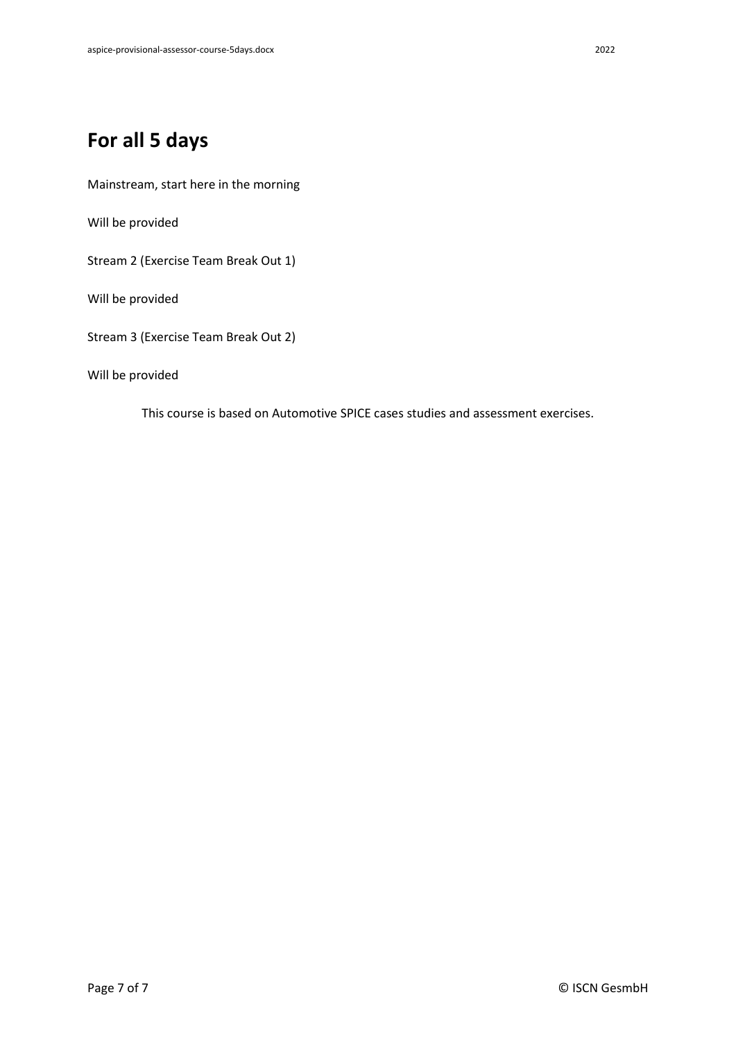## For all 5 days

Mainstream, start here in the morning

Will be provided

Stream 2 (Exercise Team Break Out 1)

Will be provided

Stream 3 (Exercise Team Break Out 2)

Will be provided

This course is based on Automotive SPICE cases studies and assessment exercises.